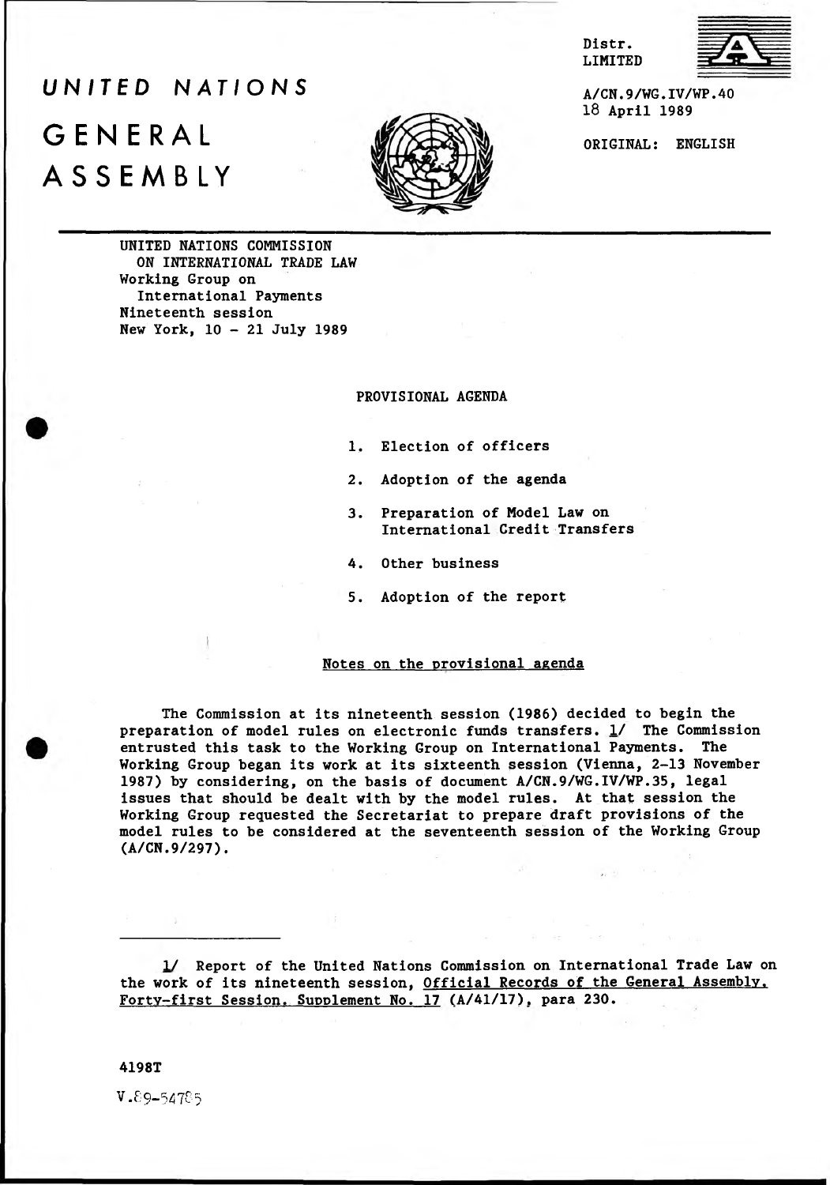Distr.
LIMITED

A/CN.9/WG.IV/WP.40
18 April 1989

ORIGINAL: ENGLISH

# UNITED NATIONS
# GENERAL ASSEMBLY

UNITED NATIONS COMMISSION
ON INTERNATIONAL TRADE LAW
Working Group on
International Payments
Nineteenth session
New York, 10 - 21 July 1989

## PROVISIONAL AGENDA

1. Election of officers
2. Adoption of the agenda
3. Preparation of Model Law on International Credit Transfers
4. Other business
5. Adoption of the report

## Notes on the provisional agenda

The Commission at its nineteenth session (1986) decided to begin the preparation of model rules on electronic funds transfers. 1/ The Commission entrusted this task to the Working Group on International Payments. The Working Group began its work at its sixteenth session (Vienna, 2-13 November 1987) by considering, on the basis of document A/CN.9/WG.IV/WP.35, legal issues that should be dealt with by the model rules. At that session the Working Group requested the Secretariat to prepare draft provisions of the model rules to be considered at the seventeenth session of the Working Group (A/CN.9/297).

---

1/ Report of the United Nations Commission on International Trade Law on the work of its nineteenth session, Official Records of the General Assembly, Forty-first Session, Supplement No. 17 (A/41/17), para 230.

4198T

V.89-54785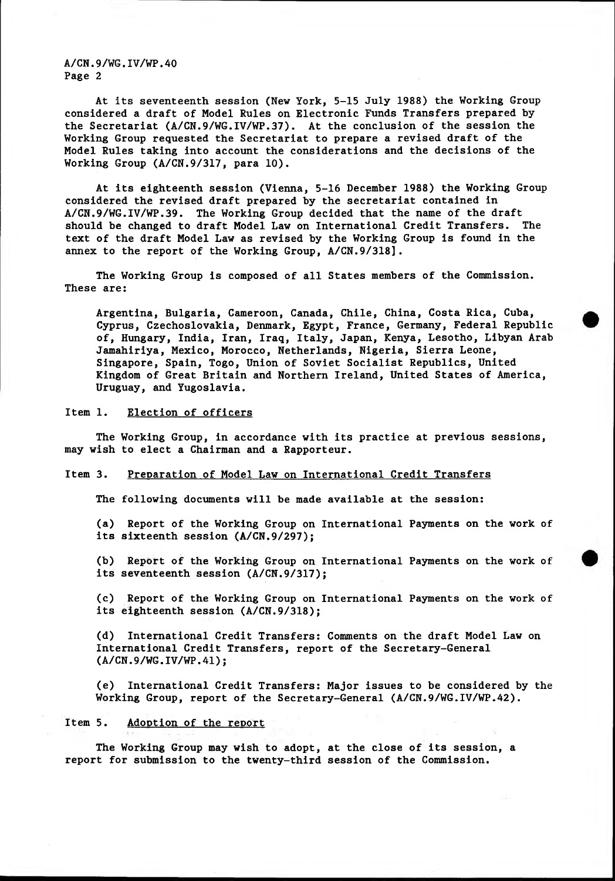At its seventeenth session (New York, 5-15 July 1988) the Working Group considered a draft of Model Rules on Electronic Funds Transfers prepared by the Secretariat (A/CN.9/WG.IV/WP.37). At the conclusion of the session the Working Group requested the Secretariat to prepare a revised draft of the Model Rules taking into account the considerations and the decisions of the Working Group (A/CN.9/317, para 10).

At its eighteenth session (Vienna, 5-16 December 1988) the Working Group considered the revised draft prepared by the secretariat contained in A/CN.9/WG.IV/WP.39. The Working Group decided that the name of the draft should be changed to draft Model Law on International Credit Transfers. The text of the draft Model Law as revised by the Working Group is found in the annex to the report of the Working Group, A/CN.9/318].

The Working Group is composed of all States members of the Commission. These are:

Argentina, Bulgaria, Cameroon, Canada, Chile, China, Costa Rica, Cuba, Cyprus, Czechoslovakia, Denmark, Egypt, France, Germany, Federal Republic of, Hungary, India, Iran, Iraq, Italy, Japan, Kenya, Lesotho, Libyan Arab Jamahiriya, Mexico, Morocco, Netherlands, Nigeria, Sierra Leone, Singapore, Spain, Togo, Union of Soviet Socialist Republics, United Kingdom of Great Britain and Northern Ireland, United States of America, Uruguay, and Yugoslavia.

## Item 1. Election of officers

The Working Group, in accordance with its practice at previous sessions, may wish to elect a Chairman and a Rapporteur.

## Item 3. Preparation of Model Law on International Credit Transfers

The following documents will be made available at the session:

(a) Report of the Working Group on International Payments on the work of its sixteenth session (A/CN.9/297);

(b) Report of the Working Group on International Payments on the work of its seventeenth session (A/CN.9/317);

(c) Report of the Working Group on International Payments on the work of its eighteenth session (A/CN.9/318);

(d) International Credit Transfers: Comments on the draft Model Law on International Credit Transfers, report of the Secretary-General (A/CN.9/WG.IV/WP.41);

(e) International Credit Transfers: Major issues to be considered by the Working Group, report of the Secretary-General (A/CN.9/WG.IV/WP.42).

## Item 5. Adoption of the report

The Working Group may wish to adopt, at the close of its session, a report for submission to the twenty-third session of the Commission.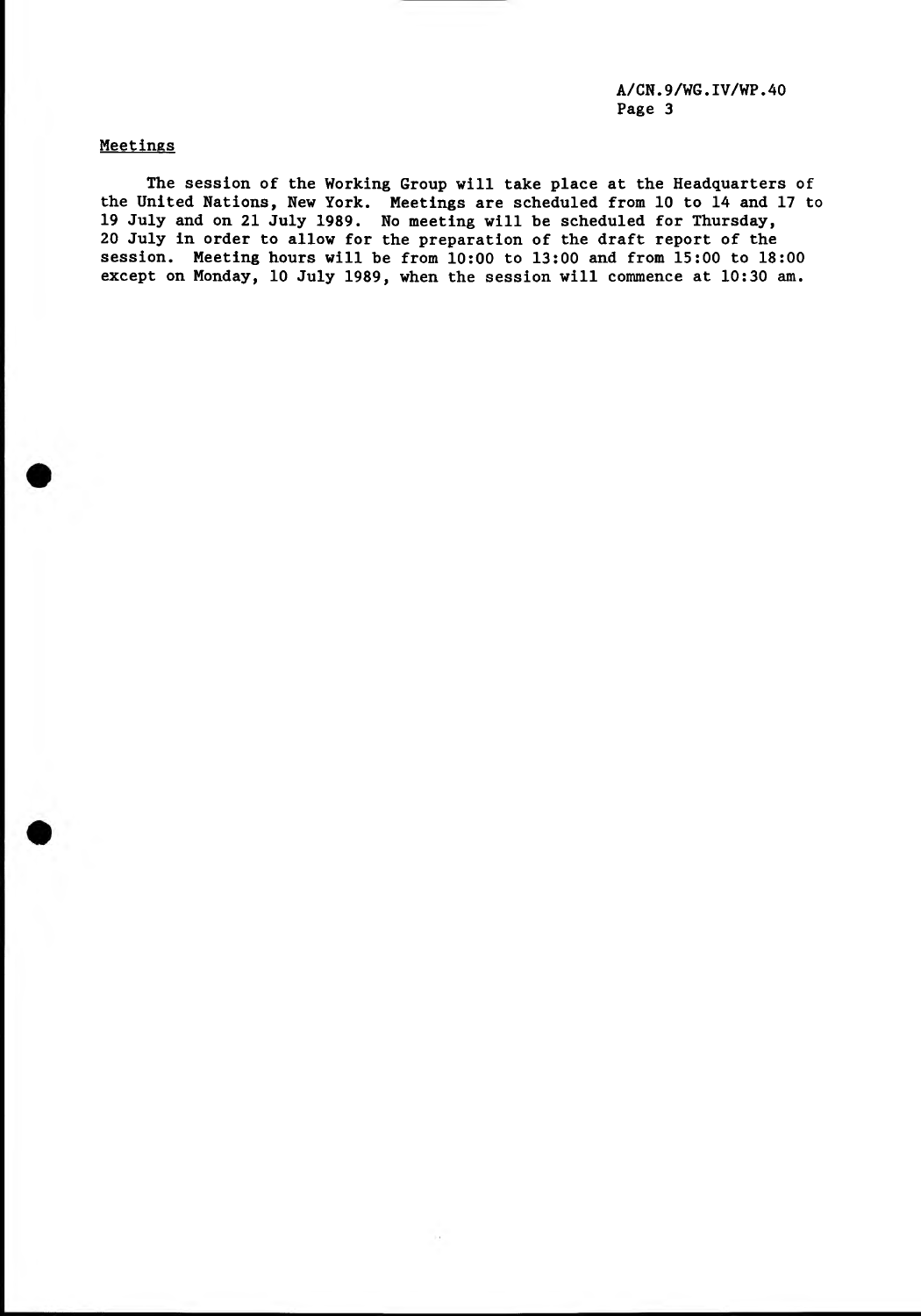## Meetings

The session of the Working Group will take place at the Headquarters of the United Nations, New York. Meetings are scheduled from 10 to 14 and 17 to 19 July and on 21 July 1989. No meeting will be scheduled for Thursday, 20 July in order to allow for the preparation of the draft report of the session. Meeting hours will be from 10:00 to 13:00 and from 15:00 to 18:00 except on Monday, 10 July 1989, when the session will commence at 10:30 am.